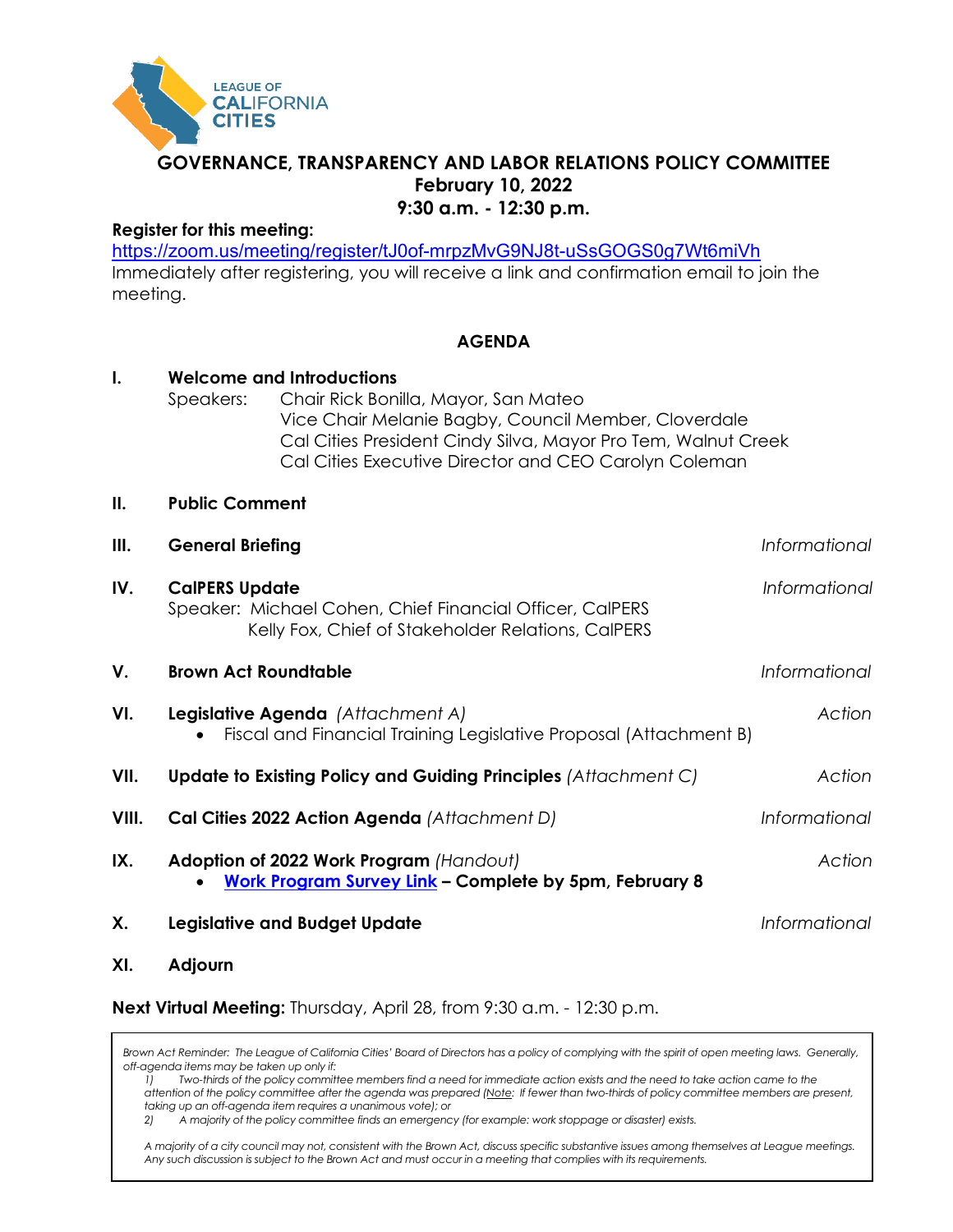LEAGUE OF CALIFORNIA CITIES

# GOVERNANCE, TRANSPARENCY AND LABOR RELATIONS POLICY COMMITTEE

**February 10, 2022**

**9:30 a.m. - 12:30 p.m.**

**Register for this meeting:**

https://zoom.us/meeting/register/tJ0of-mrpzMvG9NJ8t-uSsGOGS0g7Wt6miVh

Immediately after registering, you will receive a link and confirmation email to join the meeting.

## AGENDA

**I. Welcome and Introductions**

Speakers: Chair Rick Bonilla, Mayor, San Mateo
Vice Chair Melanie Bagby, Council Member, Cloverdale
Cal Cities President Cindy Silva, Mayor Pro Tem, Walnut Creek
Cal Cities Executive Director and CEO Carolyn Coleman

**II. Public Comment**

**III. General Briefing** — *Informational*

**IV. CalPERS Update** — *Informational*

Speaker: Michael Cohen, Chief Financial Officer, CalPERS
Kelly Fox, Chief of Stakeholder Relations, CalPERS

**V. Brown Act Roundtable** — *Informational*

**VI. Legislative Agenda** *(Attachment A)* — *Action*

- Fiscal and Financial Training Legislative Proposal (Attachment B)

**VII. Update to Existing Policy and Guiding Principles** *(Attachment C)* — *Action*

**VIII. Cal Cities 2022 Action Agenda** *(Attachment D)* — *Informational*

**IX. Adoption of 2022 Work Program** *(Handout)* — *Action*

- **Work Program Survey Link – Complete by 5pm, February 8**

**X. Legislative and Budget Update** — *Informational*

**XI. Adjourn**

**Next Virtual Meeting:** Thursday, April 28, from 9:30 a.m. - 12:30 p.m.

*Brown Act Reminder: The League of California Cities' Board of Directors has a policy of complying with the spirit of open meeting laws. Generally, off-agenda items may be taken up only if:*

*1) Two-thirds of the policy committee members find a need for immediate action exists and the need to take action came to the attention of the policy committee after the agenda was prepared (Note: If fewer than two-thirds of policy committee members are present, taking up an off-agenda item requires a unanimous vote); or*

*2) A majority of the policy committee finds an emergency (for example: work stoppage or disaster) exists.*

*A majority of a city council may not, consistent with the Brown Act, discuss specific substantive issues among themselves at League meetings. Any such discussion is subject to the Brown Act and must occur in a meeting that complies with its requirements.*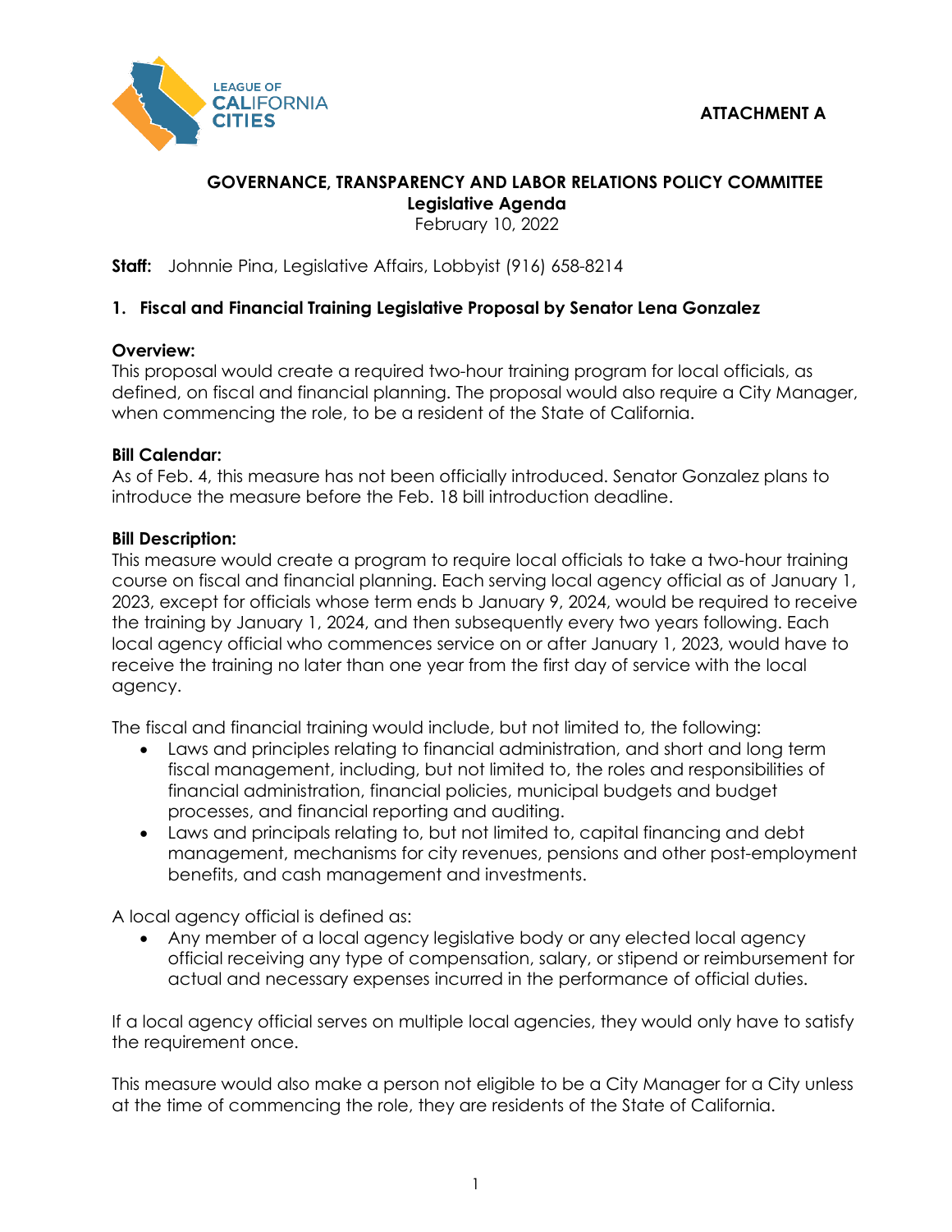ATTACHMENT A

## GOVERNANCE, TRANSPARENCY AND LABOR RELATIONS POLICY COMMITTEE
**Legislative Agenda**
February 10, 2022

**Staff:** Johnnie Pina, Legislative Affairs, Lobbyist (916) 658-8214

### 1. Fiscal and Financial Training Legislative Proposal by Senator Lena Gonzalez

**Overview:**
This proposal would create a required two-hour training program for local officials, as defined, on fiscal and financial planning. The proposal would also require a City Manager, when commencing the role, to be a resident of the State of California.

**Bill Calendar:**
As of Feb. 4, this measure has not been officially introduced. Senator Gonzalez plans to introduce the measure before the Feb. 18 bill introduction deadline.

**Bill Description:**
This measure would create a program to require local officials to take a two-hour training course on fiscal and financial planning. Each serving local agency official as of January 1, 2023, except for officials whose term ends b January 9, 2024, would be required to receive the training by January 1, 2024, and then subsequently every two years following. Each local agency official who commences service on or after January 1, 2023, would have to receive the training no later than one year from the first day of service with the local agency.

The fiscal and financial training would include, but not limited to, the following:

- Laws and principles relating to financial administration, and short and long term fiscal management, including, but not limited to, the roles and responsibilities of financial administration, financial policies, municipal budgets and budget processes, and financial reporting and auditing.
- Laws and principals relating to, but not limited to, capital financing and debt management, mechanisms for city revenues, pensions and other post-employment benefits, and cash management and investments.

A local agency official is defined as:

- Any member of a local agency legislative body or any elected local agency official receiving any type of compensation, salary, or stipend or reimbursement for actual and necessary expenses incurred in the performance of official duties.

If a local agency official serves on multiple local agencies, they would only have to satisfy the requirement once.

This measure would also make a person not eligible to be a City Manager for a City unless at the time of commencing the role, they are residents of the State of California.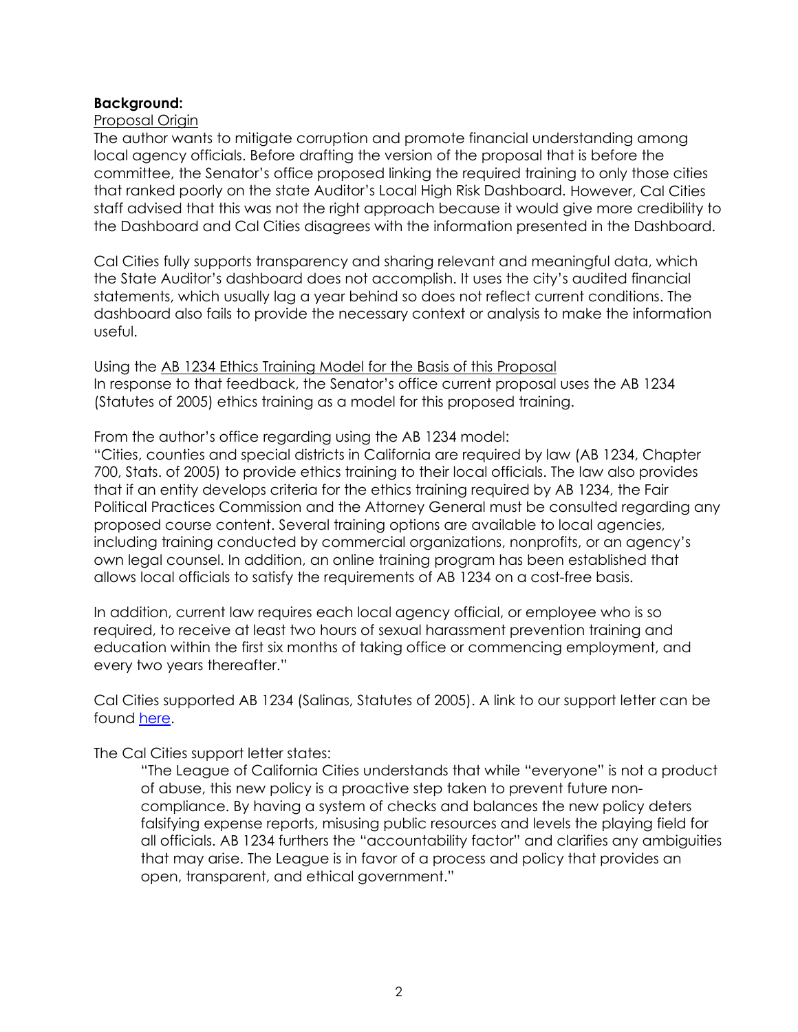**Background:**

Proposal Origin

The author wants to mitigate corruption and promote financial understanding among local agency officials. Before drafting the version of the proposal that is before the committee, the Senator's office proposed linking the required training to only those cities that ranked poorly on the state Auditor's Local High Risk Dashboard. However, Cal Cities staff advised that this was not the right approach because it would give more credibility to the Dashboard and Cal Cities disagrees with the information presented in the Dashboard.

Cal Cities fully supports transparency and sharing relevant and meaningful data, which the State Auditor's dashboard does not accomplish. It uses the city's audited financial statements, which usually lag a year behind so does not reflect current conditions. The dashboard also fails to provide the necessary context or analysis to make the information useful.

Using the AB 1234 Ethics Training Model for the Basis of this Proposal

In response to that feedback, the Senator's office current proposal uses the AB 1234 (Statutes of 2005) ethics training as a model for this proposed training.

From the author's office regarding using the AB 1234 model:

"Cities, counties and special districts in California are required by law (AB 1234, Chapter 700, Stats. of 2005) to provide ethics training to their local officials. The law also provides that if an entity develops criteria for the ethics training required by AB 1234, the Fair Political Practices Commission and the Attorney General must be consulted regarding any proposed course content. Several training options are available to local agencies, including training conducted by commercial organizations, nonprofits, or an agency's own legal counsel. In addition, an online training program has been established that allows local officials to satisfy the requirements of AB 1234 on a cost-free basis.

In addition, current law requires each local agency official, or employee who is so required, to receive at least two hours of sexual harassment prevention training and education within the first six months of taking office or commencing employment, and every two years thereafter."

Cal Cities supported AB 1234 (Salinas, Statutes of 2005). A link to our support letter can be found here.

The Cal Cities support letter states:

> "The League of California Cities understands that while "everyone" is not a product of abuse, this new policy is a proactive step taken to prevent future non-compliance. By having a system of checks and balances the new policy deters falsifying expense reports, misusing public resources and levels the playing field for all officials. AB 1234 furthers the "accountability factor" and clarifies any ambiguities that may arise. The League is in favor of a process and policy that provides an open, transparent, and ethical government."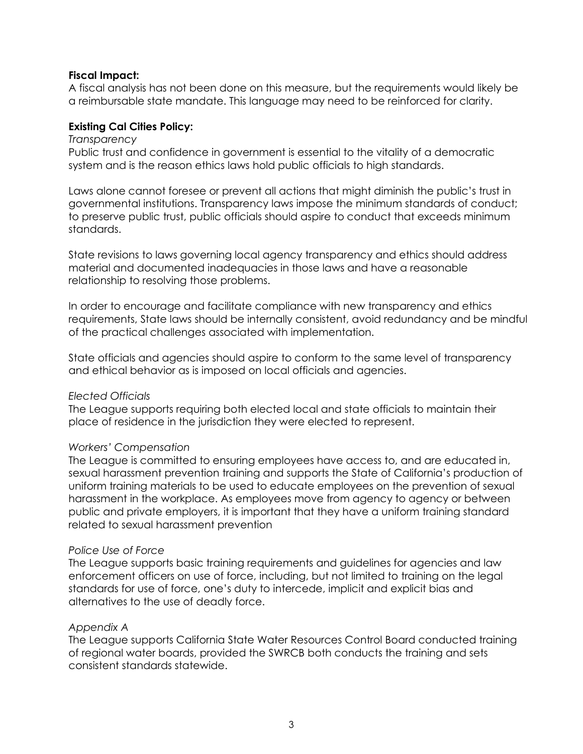**Fiscal Impact:**
A fiscal analysis has not been done on this measure, but the requirements would likely be a reimbursable state mandate. This language may need to be reinforced for clarity.

**Existing Cal Cities Policy:**

*Transparency*
Public trust and confidence in government is essential to the vitality of a democratic system and is the reason ethics laws hold public officials to high standards.

Laws alone cannot foresee or prevent all actions that might diminish the public's trust in governmental institutions. Transparency laws impose the minimum standards of conduct; to preserve public trust, public officials should aspire to conduct that exceeds minimum standards.

State revisions to laws governing local agency transparency and ethics should address material and documented inadequacies in those laws and have a reasonable relationship to resolving those problems.

In order to encourage and facilitate compliance with new transparency and ethics requirements, State laws should be internally consistent, avoid redundancy and be mindful of the practical challenges associated with implementation.

State officials and agencies should aspire to conform to the same level of transparency and ethical behavior as is imposed on local officials and agencies.

*Elected Officials*
The League supports requiring both elected local and state officials to maintain their place of residence in the jurisdiction they were elected to represent.

*Workers' Compensation*
The League is committed to ensuring employees have access to, and are educated in, sexual harassment prevention training and supports the State of California's production of uniform training materials to be used to educate employees on the prevention of sexual harassment in the workplace. As employees move from agency to agency or between public and private employers, it is important that they have a uniform training standard related to sexual harassment prevention

*Police Use of Force*
The League supports basic training requirements and guidelines for agencies and law enforcement officers on use of force, including, but not limited to training on the legal standards for use of force, one's duty to intercede, implicit and explicit bias and alternatives to the use of deadly force.

*Appendix A*
The League supports California State Water Resources Control Board conducted training of regional water boards, provided the SWRCB both conducts the training and sets consistent standards statewide.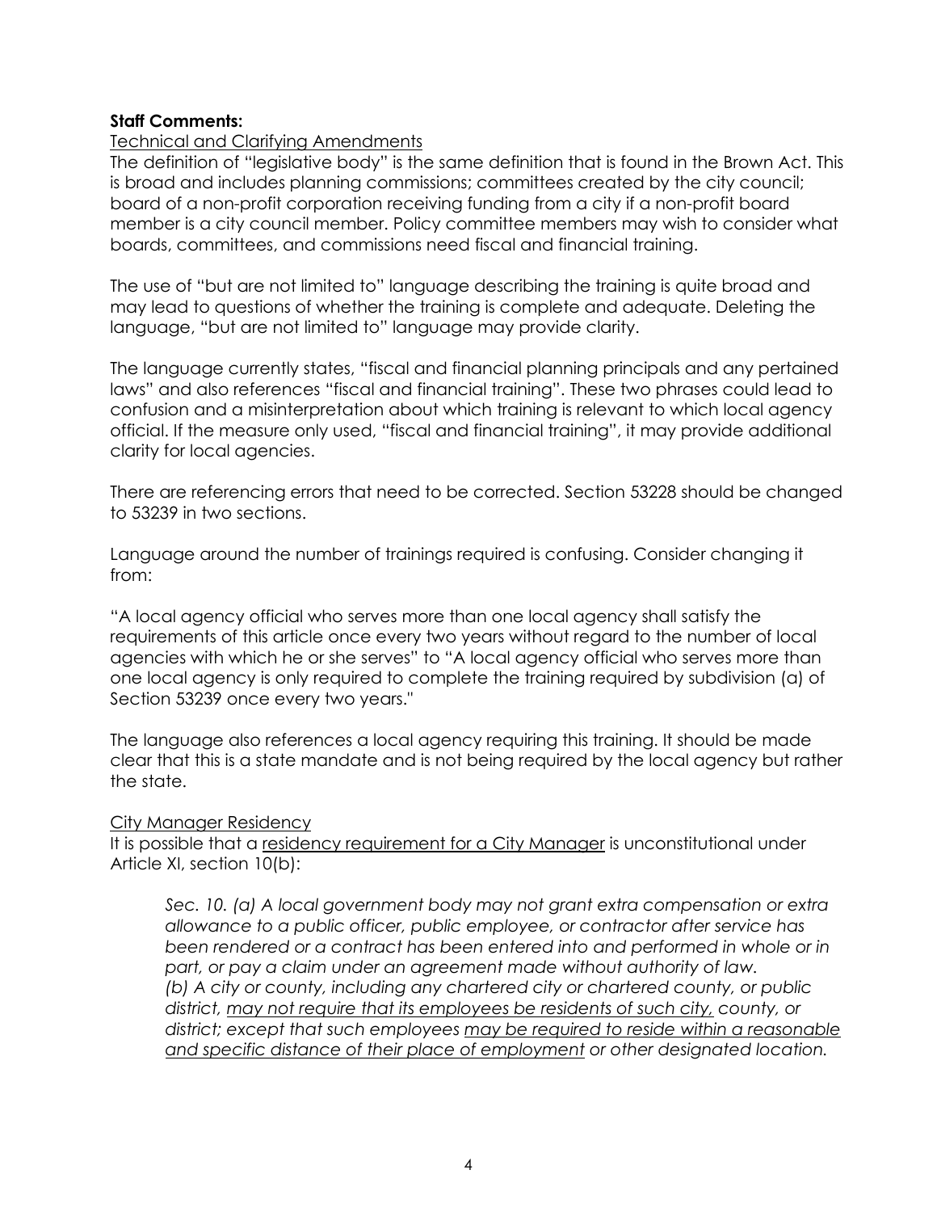**Staff Comments:**

<u>Technical and Clarifying Amendments</u>

The definition of "legislative body" is the same definition that is found in the Brown Act. This is broad and includes planning commissions; committees created by the city council; board of a non-profit corporation receiving funding from a city if a non-profit board member is a city council member. Policy committee members may wish to consider what boards, committees, and commissions need fiscal and financial training.

The use of "but are not limited to" language describing the training is quite broad and may lead to questions of whether the training is complete and adequate. Deleting the language, "but are not limited to" language may provide clarity.

The language currently states, "fiscal and financial planning principals and any pertained laws" and also references "fiscal and financial training". These two phrases could lead to confusion and a misinterpretation about which training is relevant to which local agency official. If the measure only used, "fiscal and financial training", it may provide additional clarity for local agencies.

There are referencing errors that need to be corrected. Section 53228 should be changed to 53239 in two sections.

Language around the number of trainings required is confusing. Consider changing it from:

"A local agency official who serves more than one local agency shall satisfy the requirements of this article once every two years without regard to the number of local agencies with which he or she serves" to "A local agency official who serves more than one local agency is only required to complete the training required by subdivision (a) of Section 53239 once every two years."

The language also references a local agency requiring this training. It should be made clear that this is a state mandate and is not being required by the local agency but rather the state.

<u>City Manager Residency</u>

It is possible that a <u>residency requirement for a City Manager</u> is unconstitutional under Article XI, section 10(b):

> *Sec. 10. (a) A local government body may not grant extra compensation or extra allowance to a public officer, public employee, or contractor after service has been rendered or a contract has been entered into and performed in whole or in part, or pay a claim under an agreement made without authority of law.*
> *(b) A city or county, including any chartered city or chartered county, or public district, <u>may not require that its employees be residents of such city,</u> county, or district; except that such employees <u>may be required to reside within a reasonable and specific distance of their place of employment</u> or other designated location.*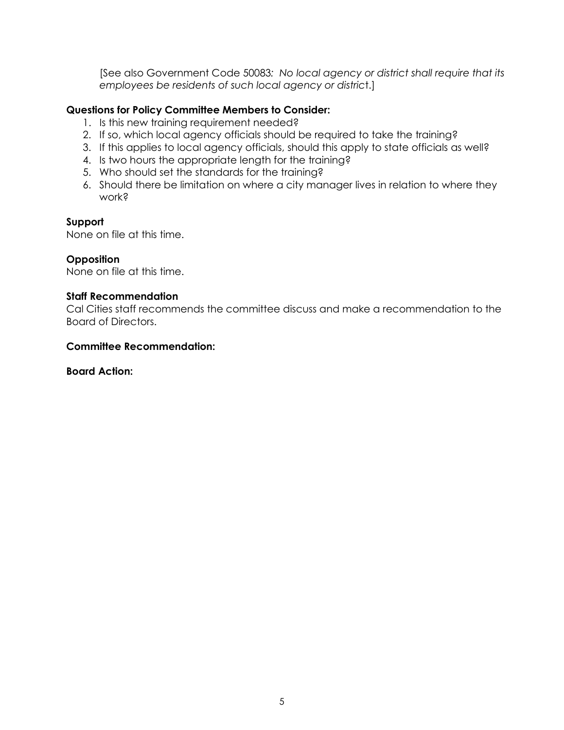[See also Government Code 50083*: No local agency or district shall require that its employees be residents of such local agency or district*.]

**Questions for Policy Committee Members to Consider:**

1. Is this new training requirement needed?
2. If so, which local agency officials should be required to take the training?
3. If this applies to local agency officials, should this apply to state officials as well?
4. Is two hours the appropriate length for the training?
5. Who should set the standards for the training?
6. Should there be limitation on where a city manager lives in relation to where they work?

**Support**

None on file at this time.

**Opposition**

None on file at this time.

**Staff Recommendation**

Cal Cities staff recommends the committee discuss and make a recommendation to the Board of Directors.

**Committee Recommendation:**

**Board Action:**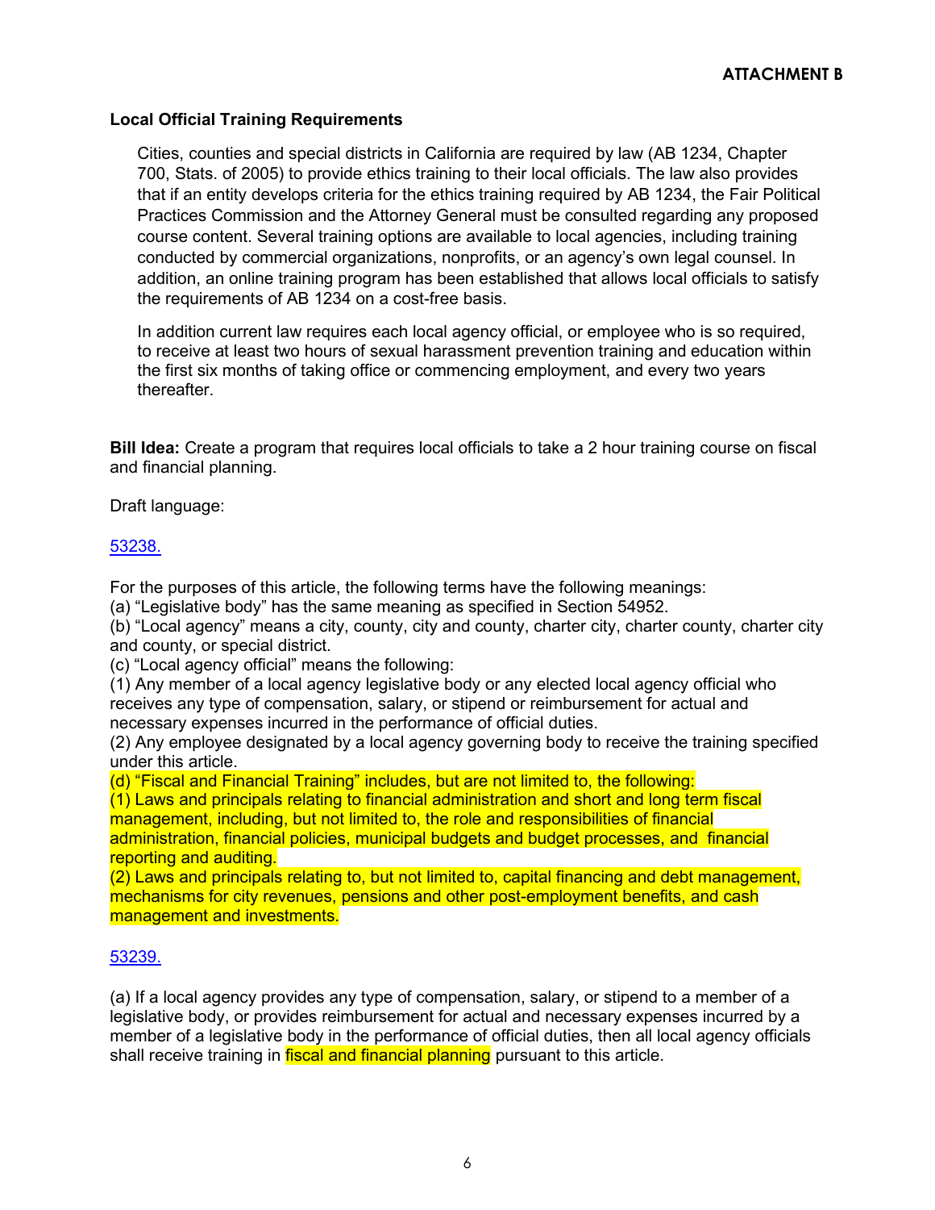**ATTACHMENT B**

**Local Official Training Requirements**

Cities, counties and special districts in California are required by law (AB 1234, Chapter 700, Stats. of 2005) to provide ethics training to their local officials. The law also provides that if an entity develops criteria for the ethics training required by AB 1234, the Fair Political Practices Commission and the Attorney General must be consulted regarding any proposed course content. Several training options are available to local agencies, including training conducted by commercial organizations, nonprofits, or an agency's own legal counsel. In addition, an online training program has been established that allows local officials to satisfy the requirements of AB 1234 on a cost-free basis.

In addition current law requires each local agency official, or employee who is so required, to receive at least two hours of sexual harassment prevention training and education within the first six months of taking office or commencing employment, and every two years thereafter.

**Bill Idea:** Create a program that requires local officials to take a 2 hour training course on fiscal and financial planning.

Draft language:

53238.

For the purposes of this article, the following terms have the following meanings:
(a) "Legislative body" has the same meaning as specified in Section 54952.
(b) "Local agency" means a city, county, city and county, charter city, charter county, charter city and county, or special district.
(c) "Local agency official" means the following:
(1) Any member of a local agency legislative body or any elected local agency official who receives any type of compensation, salary, or stipend or reimbursement for actual and necessary expenses incurred in the performance of official duties.
(2) Any employee designated by a local agency governing body to receive the training specified under this article.
(d) "Fiscal and Financial Training" includes, but are not limited to, the following:
(1) Laws and principals relating to financial administration and short and long term fiscal management, including, but not limited to, the role and responsibilities of financial administration, financial policies, municipal budgets and budget processes, and financial reporting and auditing.
(2) Laws and principals relating to, but not limited to, capital financing and debt management, mechanisms for city revenues, pensions and other post-employment benefits, and cash management and investments.

53239.

(a) If a local agency provides any type of compensation, salary, or stipend to a member of a legislative body, or provides reimbursement for actual and necessary expenses incurred by a member of a legislative body in the performance of official duties, then all local agency officials shall receive training in fiscal and financial planning pursuant to this article.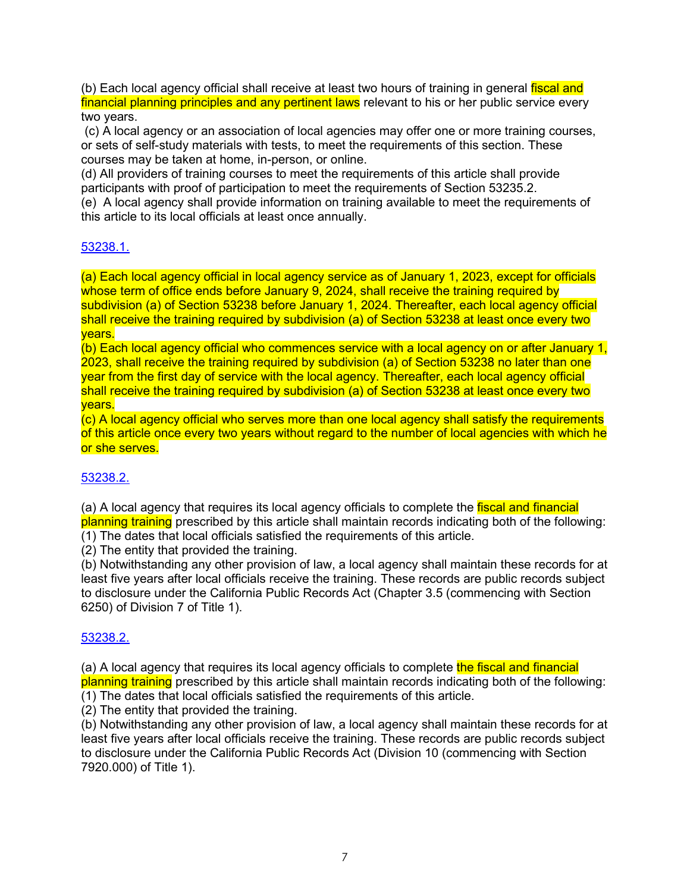(b) Each local agency official shall receive at least two hours of training in general fiscal and financial planning principles and any pertinent laws relevant to his or her public service every two years.

(c) A local agency or an association of local agencies may offer one or more training courses, or sets of self-study materials with tests, to meet the requirements of this section. These courses may be taken at home, in-person, or online.

(d) All providers of training courses to meet the requirements of this article shall provide participants with proof of participation to meet the requirements of Section 53235.2.

(e) A local agency shall provide information on training available to meet the requirements of this article to its local officials at least once annually.

[53238.1.]

(a) Each local agency official in local agency service as of January 1, 2023, except for officials whose term of office ends before January 9, 2024, shall receive the training required by subdivision (a) of Section 53238 before January 1, 2024. Thereafter, each local agency official shall receive the training required by subdivision (a) of Section 53238 at least once every two years.

(b) Each local agency official who commences service with a local agency on or after January 1, 2023, shall receive the training required by subdivision (a) of Section 53238 no later than one year from the first day of service with the local agency. Thereafter, each local agency official shall receive the training required by subdivision (a) of Section 53238 at least once every two years.

(c) A local agency official who serves more than one local agency shall satisfy the requirements of this article once every two years without regard to the number of local agencies with which he or she serves.

[53238.2.]

(a) A local agency that requires its local agency officials to complete the fiscal and financial planning training prescribed by this article shall maintain records indicating both of the following:

(1) The dates that local officials satisfied the requirements of this article.

(2) The entity that provided the training.

(b) Notwithstanding any other provision of law, a local agency shall maintain these records for at least five years after local officials receive the training. These records are public records subject to disclosure under the California Public Records Act (Chapter 3.5 (commencing with Section 6250) of Division 7 of Title 1).

[53238.2.]

(a) A local agency that requires its local agency officials to complete the fiscal and financial planning training prescribed by this article shall maintain records indicating both of the following:

(1) The dates that local officials satisfied the requirements of this article.

(2) The entity that provided the training.

(b) Notwithstanding any other provision of law, a local agency shall maintain these records for at least five years after local officials receive the training. These records are public records subject to disclosure under the California Public Records Act (Division 10 (commencing with Section 7920.000) of Title 1).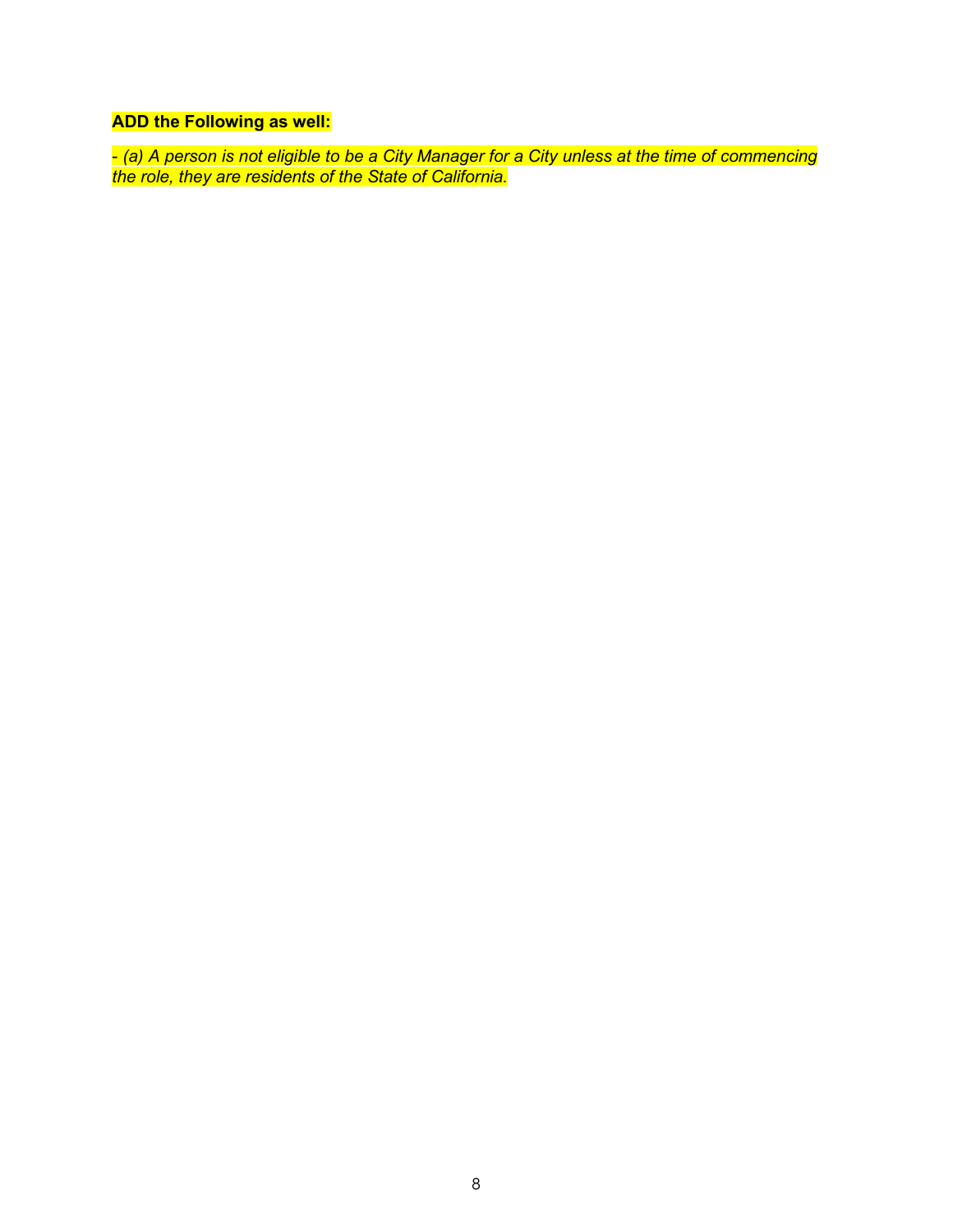**ADD the Following as well:**

*- (a) A person is not eligible to be a City Manager for a City unless at the time of commencing the role, they are residents of the State of California.*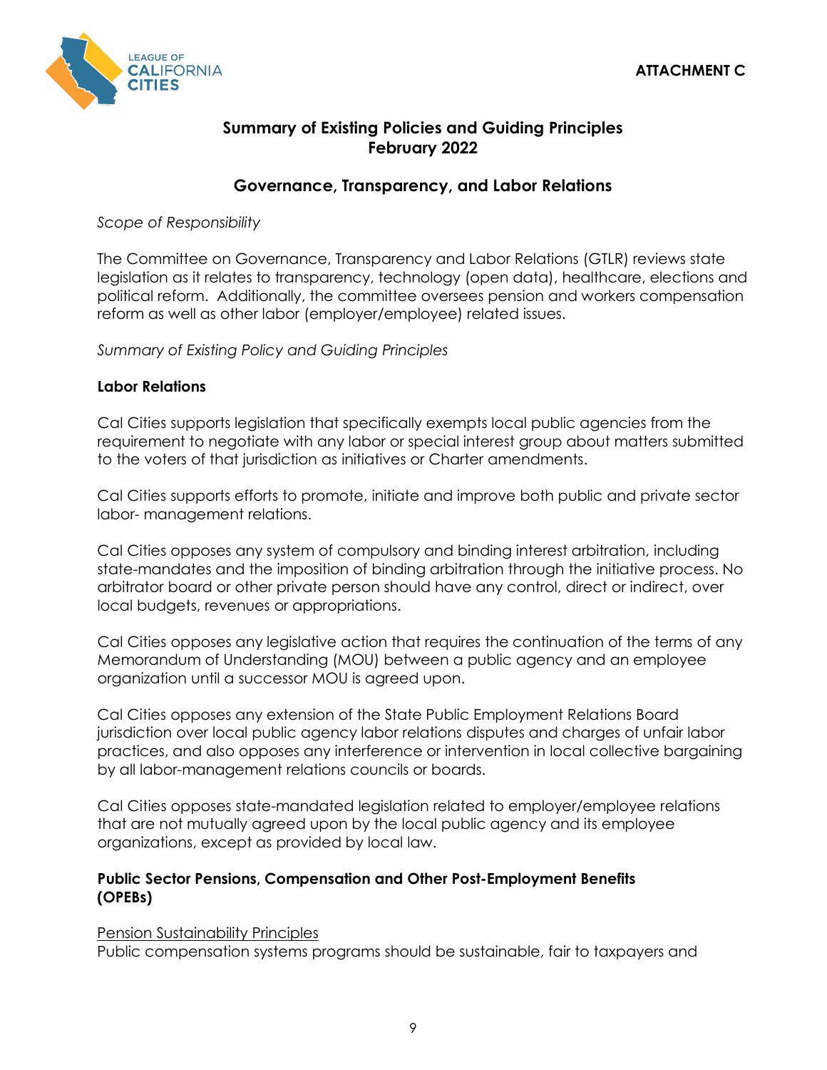ATTACHMENT C

# Summary of Existing Policies and Guiding Principles
# February 2022

## Governance, Transparency, and Labor Relations

*Scope of Responsibility*

The Committee on Governance, Transparency and Labor Relations (GTLR) reviews state legislation as it relates to transparency, technology (open data), healthcare, elections and political reform. Additionally, the committee oversees pension and workers compensation reform as well as other labor (employer/employee) related issues.

*Summary of Existing Policy and Guiding Principles*

### Labor Relations

Cal Cities supports legislation that specifically exempts local public agencies from the requirement to negotiate with any labor or special interest group about matters submitted to the voters of that jurisdiction as initiatives or Charter amendments.

Cal Cities supports efforts to promote, initiate and improve both public and private sector labor- management relations.

Cal Cities opposes any system of compulsory and binding interest arbitration, including state-mandates and the imposition of binding arbitration through the initiative process. No arbitrator board or other private person should have any control, direct or indirect, over local budgets, revenues or appropriations.

Cal Cities opposes any legislative action that requires the continuation of the terms of any Memorandum of Understanding (MOU) between a public agency and an employee organization until a successor MOU is agreed upon.

Cal Cities opposes any extension of the State Public Employment Relations Board jurisdiction over local public agency labor relations disputes and charges of unfair labor practices, and also opposes any interference or intervention in local collective bargaining by all labor-management relations councils or boards.

Cal Cities opposes state-mandated legislation related to employer/employee relations that are not mutually agreed upon by the local public agency and its employee organizations, except as provided by local law.

### Public Sector Pensions, Compensation and Other Post-Employment Benefits (OPEBs)

Pension Sustainability Principles

Public compensation systems programs should be sustainable, fair to taxpayers and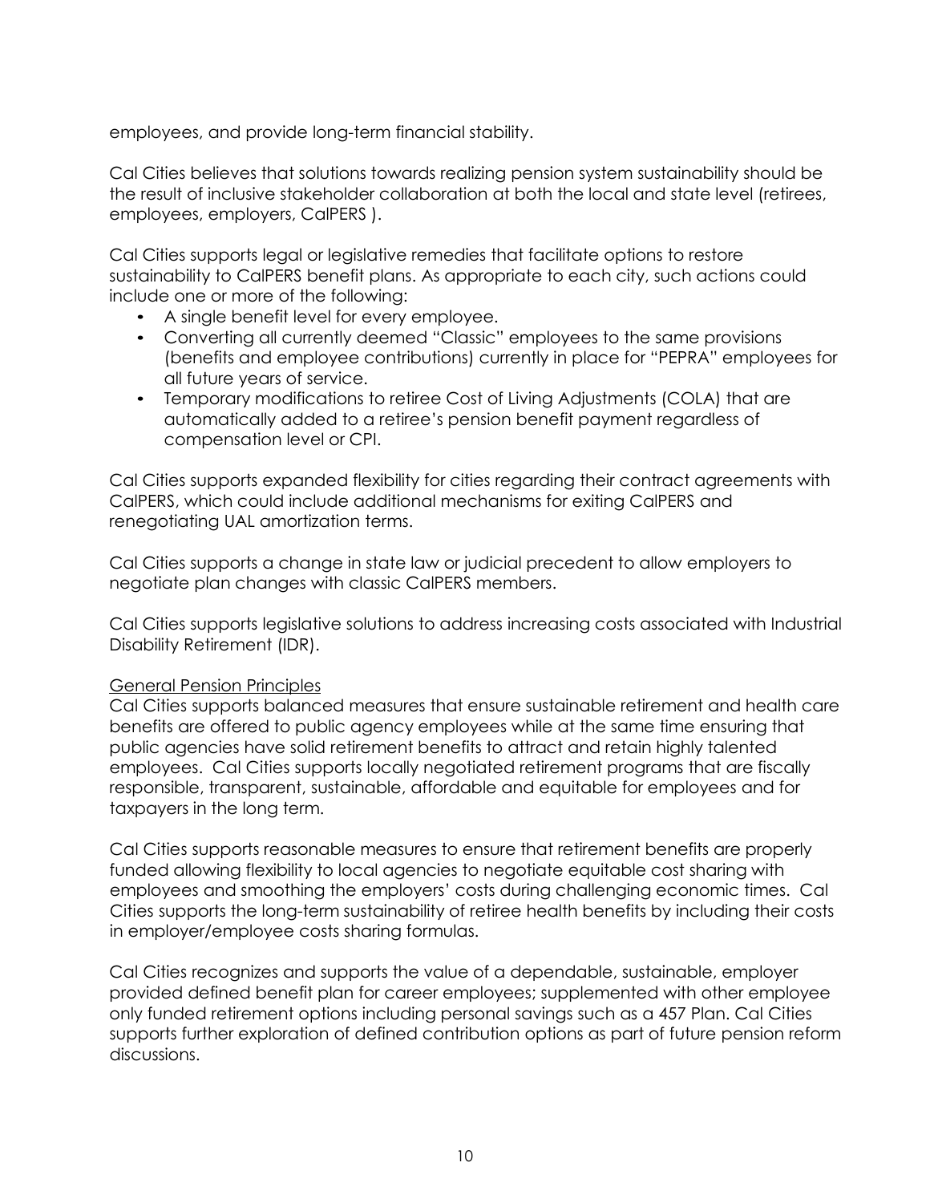employees, and provide long-term financial stability.

Cal Cities believes that solutions towards realizing pension system sustainability should be the result of inclusive stakeholder collaboration at both the local and state level (retirees, employees, employers, CalPERS ).

Cal Cities supports legal or legislative remedies that facilitate options to restore sustainability to CalPERS benefit plans. As appropriate to each city, such actions could include one or more of the following:

- A single benefit level for every employee.
- Converting all currently deemed "Classic" employees to the same provisions (benefits and employee contributions) currently in place for "PEPRA" employees for all future years of service.
- Temporary modifications to retiree Cost of Living Adjustments (COLA) that are automatically added to a retiree's pension benefit payment regardless of compensation level or CPI.

Cal Cities supports expanded flexibility for cities regarding their contract agreements with CalPERS, which could include additional mechanisms for exiting CalPERS and renegotiating UAL amortization terms.

Cal Cities supports a change in state law or judicial precedent to allow employers to negotiate plan changes with classic CalPERS members.

Cal Cities supports legislative solutions to address increasing costs associated with Industrial Disability Retirement (IDR).

General Pension Principles

Cal Cities supports balanced measures that ensure sustainable retirement and health care benefits are offered to public agency employees while at the same time ensuring that public agencies have solid retirement benefits to attract and retain highly talented employees. Cal Cities supports locally negotiated retirement programs that are fiscally responsible, transparent, sustainable, affordable and equitable for employees and for taxpayers in the long term.

Cal Cities supports reasonable measures to ensure that retirement benefits are properly funded allowing flexibility to local agencies to negotiate equitable cost sharing with employees and smoothing the employers' costs during challenging economic times. Cal Cities supports the long-term sustainability of retiree health benefits by including their costs in employer/employee costs sharing formulas.

Cal Cities recognizes and supports the value of a dependable, sustainable, employer provided defined benefit plan for career employees; supplemented with other employee only funded retirement options including personal savings such as a 457 Plan. Cal Cities supports further exploration of defined contribution options as part of future pension reform discussions.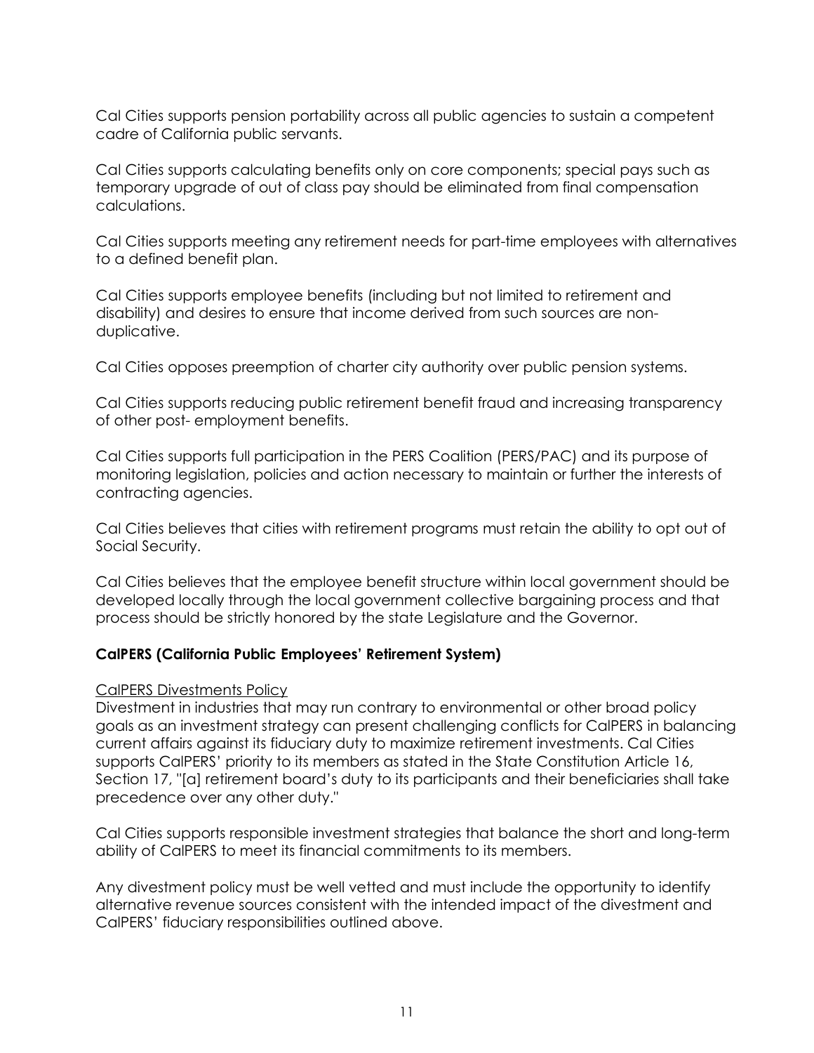Cal Cities supports pension portability across all public agencies to sustain a competent cadre of California public servants.

Cal Cities supports calculating benefits only on core components; special pays such as temporary upgrade of out of class pay should be eliminated from final compensation calculations.

Cal Cities supports meeting any retirement needs for part-time employees with alternatives to a defined benefit plan.

Cal Cities supports employee benefits (including but not limited to retirement and disability) and desires to ensure that income derived from such sources are non-duplicative.

Cal Cities opposes preemption of charter city authority over public pension systems.

Cal Cities supports reducing public retirement benefit fraud and increasing transparency of other post- employment benefits.

Cal Cities supports full participation in the PERS Coalition (PERS/PAC) and its purpose of monitoring legislation, policies and action necessary to maintain or further the interests of contracting agencies.

Cal Cities believes that cities with retirement programs must retain the ability to opt out of Social Security.

Cal Cities believes that the employee benefit structure within local government should be developed locally through the local government collective bargaining process and that process should be strictly honored by the state Legislature and the Governor.

**CalPERS (California Public Employees' Retirement System)**

CalPERS Divestments Policy

Divestment in industries that may run contrary to environmental or other broad policy goals as an investment strategy can present challenging conflicts for CalPERS in balancing current affairs against its fiduciary duty to maximize retirement investments. Cal Cities supports CalPERS' priority to its members as stated in the State Constitution Article 16, Section 17, "[a] retirement board's duty to its participants and their beneficiaries shall take precedence over any other duty."

Cal Cities supports responsible investment strategies that balance the short and long-term ability of CalPERS to meet its financial commitments to its members.

Any divestment policy must be well vetted and must include the opportunity to identify alternative revenue sources consistent with the intended impact of the divestment and CalPERS' fiduciary responsibilities outlined above.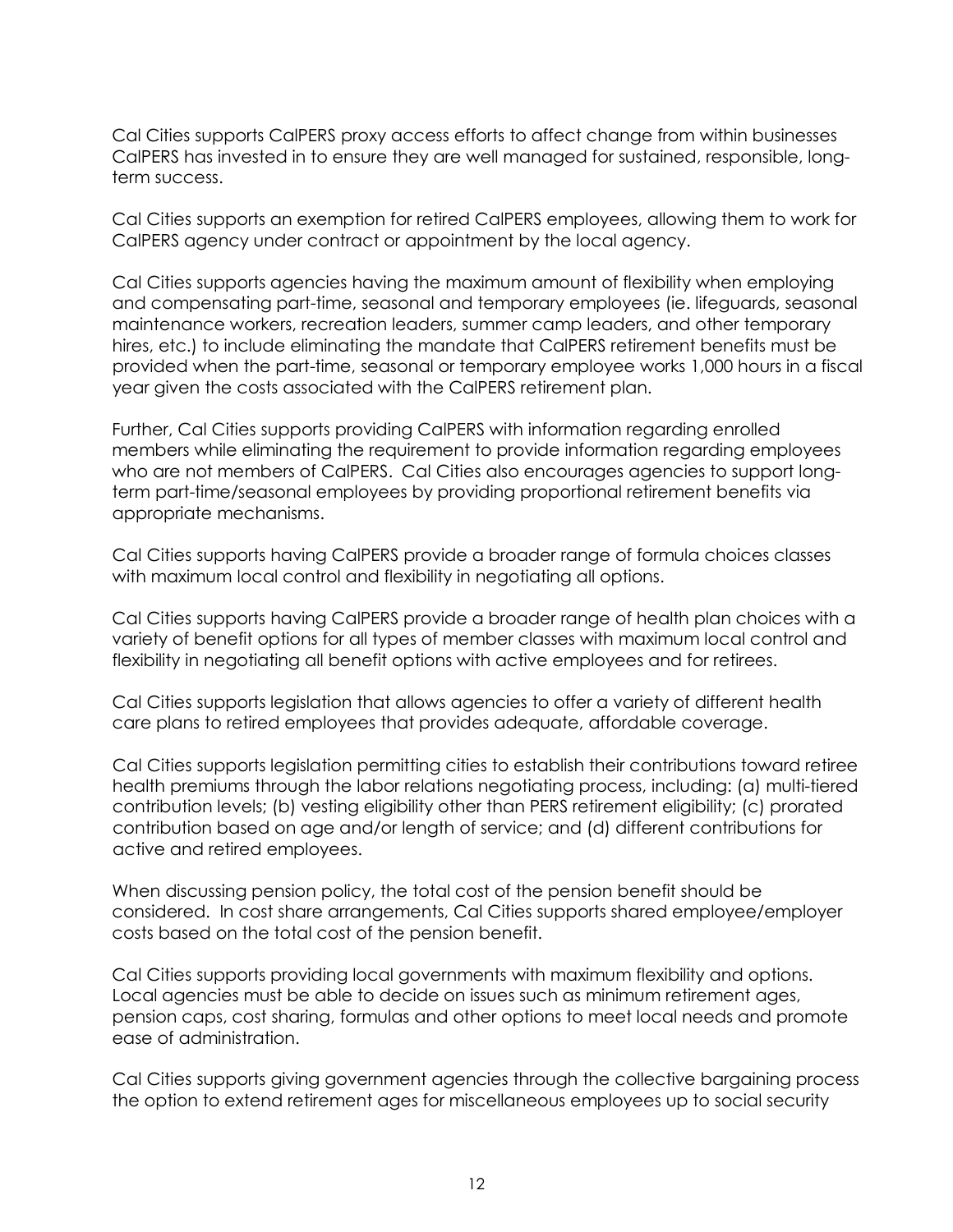Cal Cities supports CalPERS proxy access efforts to affect change from within businesses CalPERS has invested in to ensure they are well managed for sustained, responsible, long-term success.

Cal Cities supports an exemption for retired CalPERS employees, allowing them to work for CalPERS agency under contract or appointment by the local agency.

Cal Cities supports agencies having the maximum amount of flexibility when employing and compensating part-time, seasonal and temporary employees (ie. lifeguards, seasonal maintenance workers, recreation leaders, summer camp leaders, and other temporary hires, etc.) to include eliminating the mandate that CalPERS retirement benefits must be provided when the part-time, seasonal or temporary employee works 1,000 hours in a fiscal year given the costs associated with the CalPERS retirement plan.

Further, Cal Cities supports providing CalPERS with information regarding enrolled members while eliminating the requirement to provide information regarding employees who are not members of CalPERS. Cal Cities also encourages agencies to support long-term part-time/seasonal employees by providing proportional retirement benefits via appropriate mechanisms.

Cal Cities supports having CalPERS provide a broader range of formula choices classes with maximum local control and flexibility in negotiating all options.

Cal Cities supports having CalPERS provide a broader range of health plan choices with a variety of benefit options for all types of member classes with maximum local control and flexibility in negotiating all benefit options with active employees and for retirees.

Cal Cities supports legislation that allows agencies to offer a variety of different health care plans to retired employees that provides adequate, affordable coverage.

Cal Cities supports legislation permitting cities to establish their contributions toward retiree health premiums through the labor relations negotiating process, including: (a) multi-tiered contribution levels; (b) vesting eligibility other than PERS retirement eligibility; (c) prorated contribution based on age and/or length of service; and (d) different contributions for active and retired employees.

When discussing pension policy, the total cost of the pension benefit should be considered. In cost share arrangements, Cal Cities supports shared employee/employer costs based on the total cost of the pension benefit.

Cal Cities supports providing local governments with maximum flexibility and options. Local agencies must be able to decide on issues such as minimum retirement ages, pension caps, cost sharing, formulas and other options to meet local needs and promote ease of administration.

Cal Cities supports giving government agencies through the collective bargaining process the option to extend retirement ages for miscellaneous employees up to social security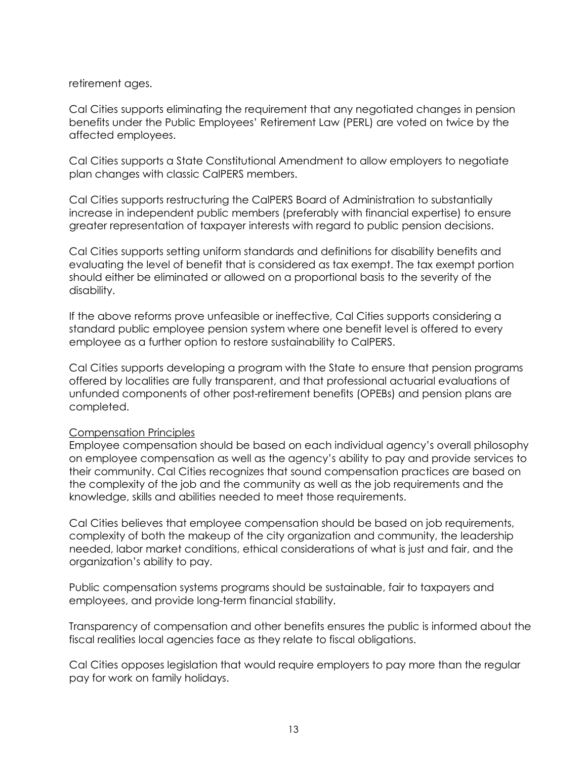retirement ages.

Cal Cities supports eliminating the requirement that any negotiated changes in pension benefits under the Public Employees' Retirement Law (PERL) are voted on twice by the affected employees.

Cal Cities supports a State Constitutional Amendment to allow employers to negotiate plan changes with classic CalPERS members.

Cal Cities supports restructuring the CalPERS Board of Administration to substantially increase in independent public members (preferably with financial expertise) to ensure greater representation of taxpayer interests with regard to public pension decisions.

Cal Cities supports setting uniform standards and definitions for disability benefits and evaluating the level of benefit that is considered as tax exempt. The tax exempt portion should either be eliminated or allowed on a proportional basis to the severity of the disability.

If the above reforms prove unfeasible or ineffective, Cal Cities supports considering a standard public employee pension system where one benefit level is offered to every employee as a further option to restore sustainability to CalPERS.

Cal Cities supports developing a program with the State to ensure that pension programs offered by localities are fully transparent, and that professional actuarial evaluations of unfunded components of other post-retirement benefits (OPEBs) and pension plans are completed.

<u>Compensation Principles</u>

Employee compensation should be based on each individual agency's overall philosophy on employee compensation as well as the agency's ability to pay and provide services to their community. Cal Cities recognizes that sound compensation practices are based on the complexity of the job and the community as well as the job requirements and the knowledge, skills and abilities needed to meet those requirements.

Cal Cities believes that employee compensation should be based on job requirements, complexity of both the makeup of the city organization and community, the leadership needed, labor market conditions, ethical considerations of what is just and fair, and the organization's ability to pay.

Public compensation systems programs should be sustainable, fair to taxpayers and employees, and provide long-term financial stability.

Transparency of compensation and other benefits ensures the public is informed about the fiscal realities local agencies face as they relate to fiscal obligations.

Cal Cities opposes legislation that would require employers to pay more than the regular pay for work on family holidays.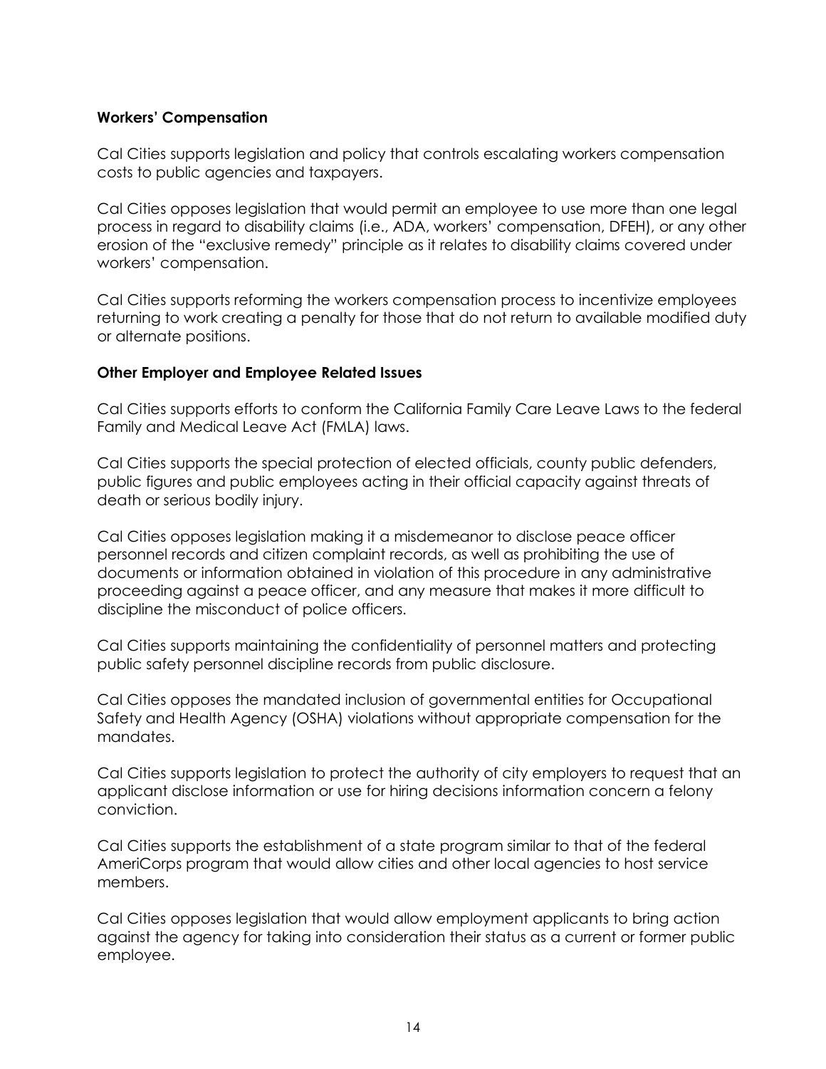**Workers' Compensation**

Cal Cities supports legislation and policy that controls escalating workers compensation costs to public agencies and taxpayers.

Cal Cities opposes legislation that would permit an employee to use more than one legal process in regard to disability claims (i.e., ADA, workers' compensation, DFEH), or any other erosion of the "exclusive remedy" principle as it relates to disability claims covered under workers' compensation.

Cal Cities supports reforming the workers compensation process to incentivize employees returning to work creating a penalty for those that do not return to available modified duty or alternate positions.

**Other Employer and Employee Related Issues**

Cal Cities supports efforts to conform the California Family Care Leave Laws to the federal Family and Medical Leave Act (FMLA) laws.

Cal Cities supports the special protection of elected officials, county public defenders, public figures and public employees acting in their official capacity against threats of death or serious bodily injury.

Cal Cities opposes legislation making it a misdemeanor to disclose peace officer personnel records and citizen complaint records, as well as prohibiting the use of documents or information obtained in violation of this procedure in any administrative proceeding against a peace officer, and any measure that makes it more difficult to discipline the misconduct of police officers.

Cal Cities supports maintaining the confidentiality of personnel matters and protecting public safety personnel discipline records from public disclosure.

Cal Cities opposes the mandated inclusion of governmental entities for Occupational Safety and Health Agency (OSHA) violations without appropriate compensation for the mandates.

Cal Cities supports legislation to protect the authority of city employers to request that an applicant disclose information or use for hiring decisions information concern a felony conviction.

Cal Cities supports the establishment of a state program similar to that of the federal AmeriCorps program that would allow cities and other local agencies to host service members.

Cal Cities opposes legislation that would allow employment applicants to bring action against the agency for taking into consideration their status as a current or former public employee.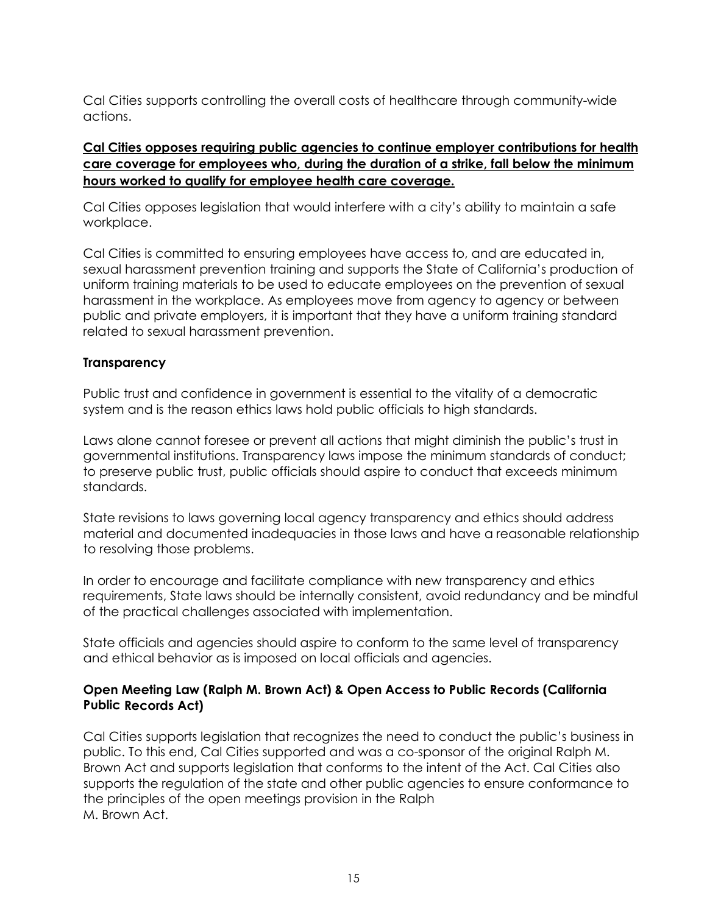Cal Cities supports controlling the overall costs of healthcare through community-wide actions.

<u>**Cal Cities opposes requiring public agencies to continue employer contributions for health care coverage for employees who, during the duration of a strike, fall below the minimum hours worked to qualify for employee health care coverage.**</u>

Cal Cities opposes legislation that would interfere with a city's ability to maintain a safe workplace.

Cal Cities is committed to ensuring employees have access to, and are educated in, sexual harassment prevention training and supports the State of California's production of uniform training materials to be used to educate employees on the prevention of sexual harassment in the workplace. As employees move from agency to agency or between public and private employers, it is important that they have a uniform training standard related to sexual harassment prevention.

### Transparency

Public trust and confidence in government is essential to the vitality of a democratic system and is the reason ethics laws hold public officials to high standards.

Laws alone cannot foresee or prevent all actions that might diminish the public's trust in governmental institutions. Transparency laws impose the minimum standards of conduct; to preserve public trust, public officials should aspire to conduct that exceeds minimum standards.

State revisions to laws governing local agency transparency and ethics should address material and documented inadequacies in those laws and have a reasonable relationship to resolving those problems.

In order to encourage and facilitate compliance with new transparency and ethics requirements, State laws should be internally consistent, avoid redundancy and be mindful of the practical challenges associated with implementation.

State officials and agencies should aspire to conform to the same level of transparency and ethical behavior as is imposed on local officials and agencies.

### Open Meeting Law (Ralph M. Brown Act) & Open Access to Public Records (California Public Records Act)

Cal Cities supports legislation that recognizes the need to conduct the public's business in public. To this end, Cal Cities supported and was a co-sponsor of the original Ralph M. Brown Act and supports legislation that conforms to the intent of the Act. Cal Cities also supports the regulation of the state and other public agencies to ensure conformance to the principles of the open meetings provision in the Ralph M. Brown Act.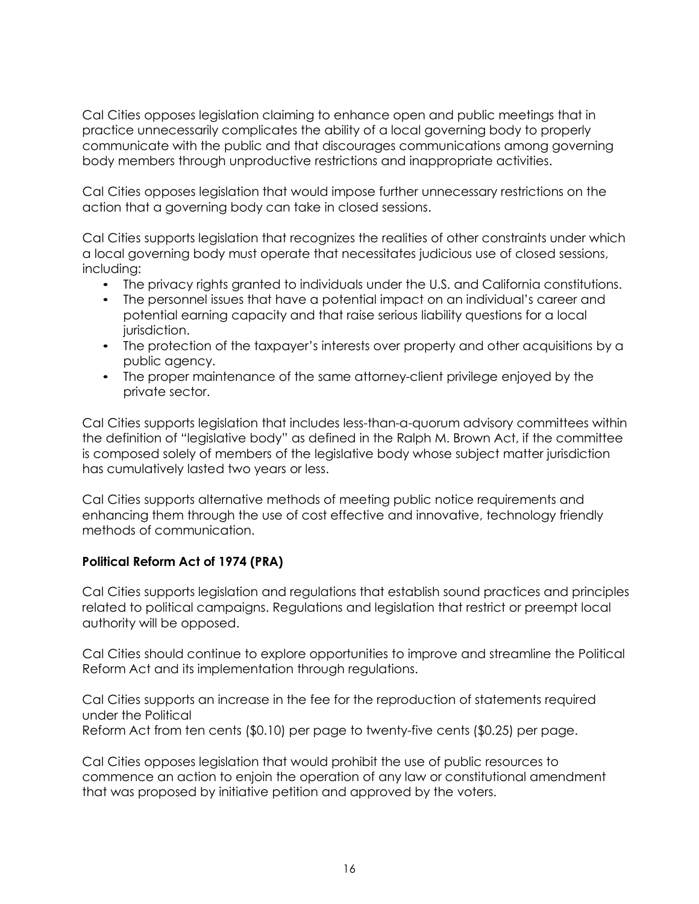Cal Cities opposes legislation claiming to enhance open and public meetings that in practice unnecessarily complicates the ability of a local governing body to properly communicate with the public and that discourages communications among governing body members through unproductive restrictions and inappropriate activities.

Cal Cities opposes legislation that would impose further unnecessary restrictions on the action that a governing body can take in closed sessions.

Cal Cities supports legislation that recognizes the realities of other constraints under which a local governing body must operate that necessitates judicious use of closed sessions, including:

- The privacy rights granted to individuals under the U.S. and California constitutions.
- The personnel issues that have a potential impact on an individual's career and potential earning capacity and that raise serious liability questions for a local jurisdiction.
- The protection of the taxpayer's interests over property and other acquisitions by a public agency.
- The proper maintenance of the same attorney-client privilege enjoyed by the private sector.

Cal Cities supports legislation that includes less-than-a-quorum advisory committees within the definition of "legislative body" as defined in the Ralph M. Brown Act, if the committee is composed solely of members of the legislative body whose subject matter jurisdiction has cumulatively lasted two years or less.

Cal Cities supports alternative methods of meeting public notice requirements and enhancing them through the use of cost effective and innovative, technology friendly methods of communication.

**Political Reform Act of 1974 (PRA)**

Cal Cities supports legislation and regulations that establish sound practices and principles related to political campaigns. Regulations and legislation that restrict or preempt local authority will be opposed.

Cal Cities should continue to explore opportunities to improve and streamline the Political Reform Act and its implementation through regulations.

Cal Cities supports an increase in the fee for the reproduction of statements required under the Political
Reform Act from ten cents ($0.10) per page to twenty-five cents ($0.25) per page.

Cal Cities opposes legislation that would prohibit the use of public resources to commence an action to enjoin the operation of any law or constitutional amendment that was proposed by initiative petition and approved by the voters.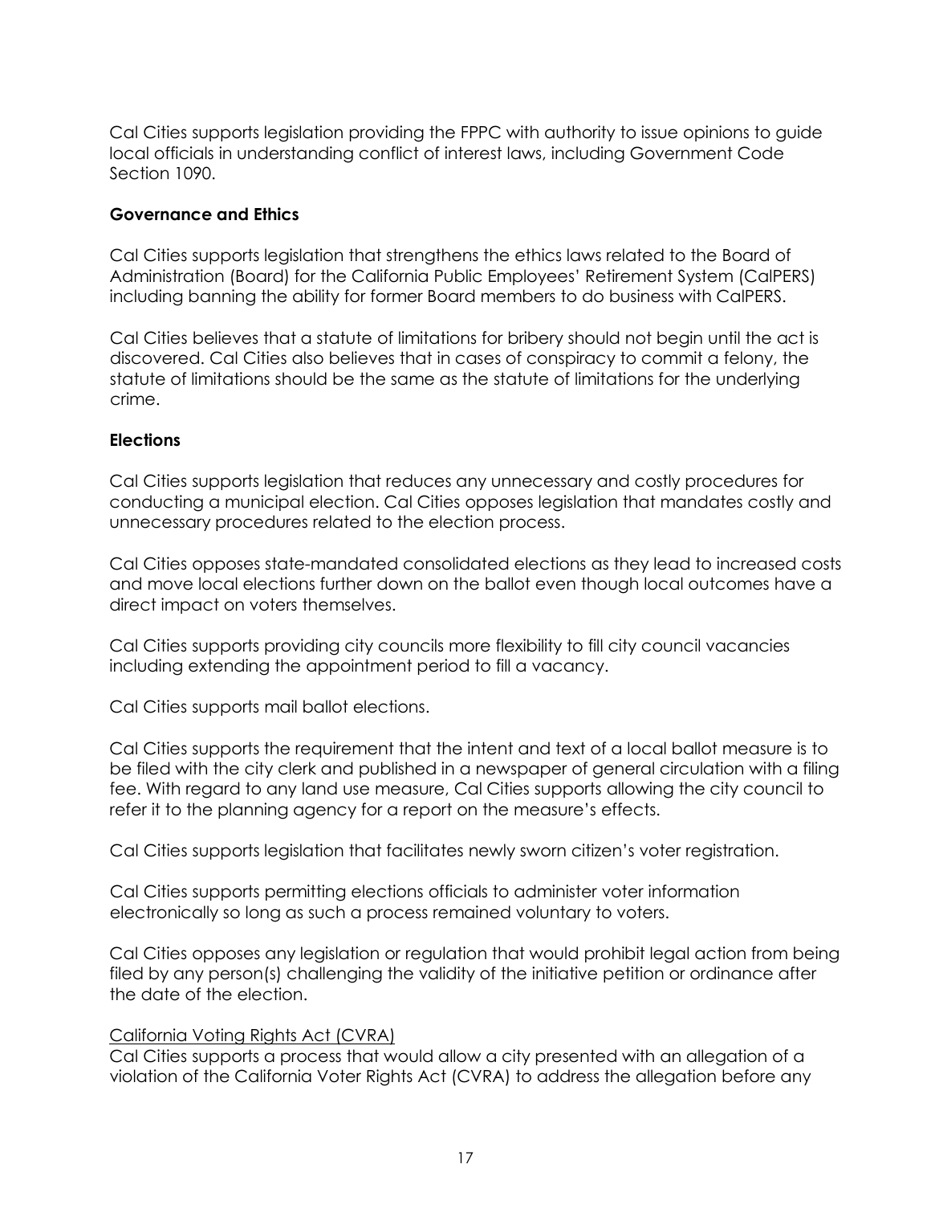Cal Cities supports legislation providing the FPPC with authority to issue opinions to guide local officials in understanding conflict of interest laws, including Government Code Section 1090.

### Governance and Ethics

Cal Cities supports legislation that strengthens the ethics laws related to the Board of Administration (Board) for the California Public Employees' Retirement System (CalPERS) including banning the ability for former Board members to do business with CalPERS.

Cal Cities believes that a statute of limitations for bribery should not begin until the act is discovered. Cal Cities also believes that in cases of conspiracy to commit a felony, the statute of limitations should be the same as the statute of limitations for the underlying crime.

### Elections

Cal Cities supports legislation that reduces any unnecessary and costly procedures for conducting a municipal election. Cal Cities opposes legislation that mandates costly and unnecessary procedures related to the election process.

Cal Cities opposes state-mandated consolidated elections as they lead to increased costs and move local elections further down on the ballot even though local outcomes have a direct impact on voters themselves.

Cal Cities supports providing city councils more flexibility to fill city council vacancies including extending the appointment period to fill a vacancy.

Cal Cities supports mail ballot elections.

Cal Cities supports the requirement that the intent and text of a local ballot measure is to be filed with the city clerk and published in a newspaper of general circulation with a filing fee. With regard to any land use measure, Cal Cities supports allowing the city council to refer it to the planning agency for a report on the measure's effects.

Cal Cities supports legislation that facilitates newly sworn citizen's voter registration.

Cal Cities supports permitting elections officials to administer voter information electronically so long as such a process remained voluntary to voters.

Cal Cities opposes any legislation or regulation that would prohibit legal action from being filed by any person(s) challenging the validity of the initiative petition or ordinance after the date of the election.

<u>California Voting Rights Act (CVRA)</u>

Cal Cities supports a process that would allow a city presented with an allegation of a violation of the California Voter Rights Act (CVRA) to address the allegation before any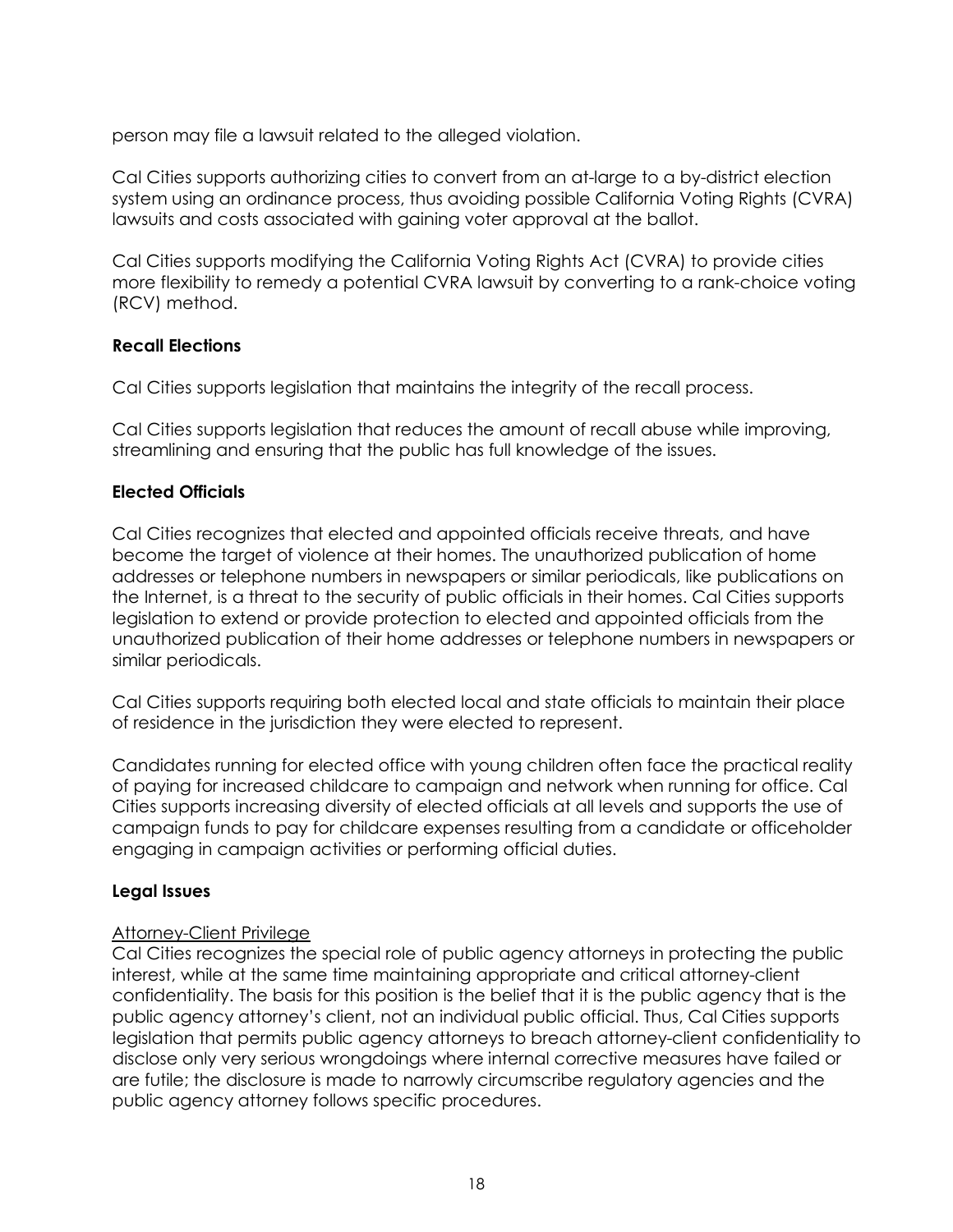person may file a lawsuit related to the alleged violation.

Cal Cities supports authorizing cities to convert from an at-large to a by-district election system using an ordinance process, thus avoiding possible California Voting Rights (CVRA) lawsuits and costs associated with gaining voter approval at the ballot.

Cal Cities supports modifying the California Voting Rights Act (CVRA) to provide cities more flexibility to remedy a potential CVRA lawsuit by converting to a rank-choice voting (RCV) method.

**Recall Elections**

Cal Cities supports legislation that maintains the integrity of the recall process.

Cal Cities supports legislation that reduces the amount of recall abuse while improving, streamlining and ensuring that the public has full knowledge of the issues.

**Elected Officials**

Cal Cities recognizes that elected and appointed officials receive threats, and have become the target of violence at their homes. The unauthorized publication of home addresses or telephone numbers in newspapers or similar periodicals, like publications on the Internet, is a threat to the security of public officials in their homes. Cal Cities supports legislation to extend or provide protection to elected and appointed officials from the unauthorized publication of their home addresses or telephone numbers in newspapers or similar periodicals.

Cal Cities supports requiring both elected local and state officials to maintain their place of residence in the jurisdiction they were elected to represent.

Candidates running for elected office with young children often face the practical reality of paying for increased childcare to campaign and network when running for office. Cal Cities supports increasing diversity of elected officials at all levels and supports the use of campaign funds to pay for childcare expenses resulting from a candidate or officeholder engaging in campaign activities or performing official duties.

**Legal Issues**

Attorney-Client Privilege

Cal Cities recognizes the special role of public agency attorneys in protecting the public interest, while at the same time maintaining appropriate and critical attorney-client confidentiality. The basis for this position is the belief that it is the public agency that is the public agency attorney's client, not an individual public official. Thus, Cal Cities supports legislation that permits public agency attorneys to breach attorney-client confidentiality to disclose only very serious wrongdoings where internal corrective measures have failed or are futile; the disclosure is made to narrowly circumscribe regulatory agencies and the public agency attorney follows specific procedures.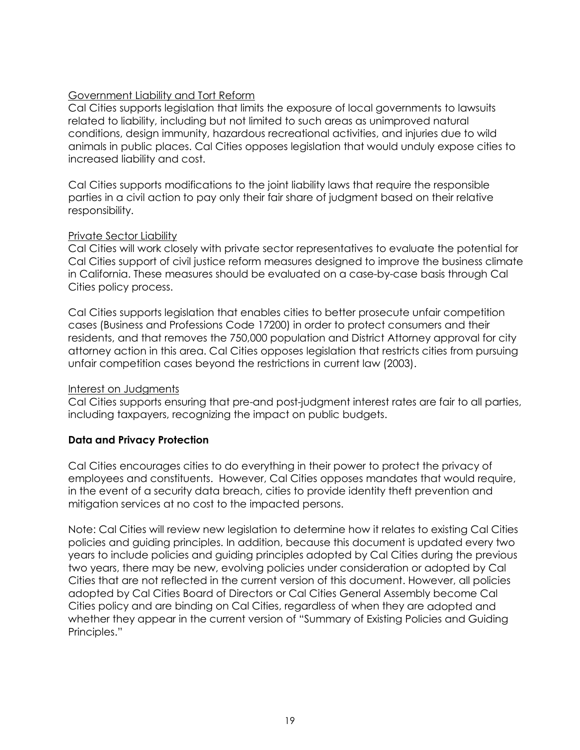<u>Government Liability and Tort Reform</u>

Cal Cities supports legislation that limits the exposure of local governments to lawsuits related to liability, including but not limited to such areas as unimproved natural conditions, design immunity, hazardous recreational activities, and injuries due to wild animals in public places. Cal Cities opposes legislation that would unduly expose cities to increased liability and cost.

Cal Cities supports modifications to the joint liability laws that require the responsible parties in a civil action to pay only their fair share of judgment based on their relative responsibility.

<u>Private Sector Liability</u>

Cal Cities will work closely with private sector representatives to evaluate the potential for Cal Cities support of civil justice reform measures designed to improve the business climate in California. These measures should be evaluated on a case-by-case basis through Cal Cities policy process.

Cal Cities supports legislation that enables cities to better prosecute unfair competition cases (Business and Professions Code 17200) in order to protect consumers and their residents, and that removes the 750,000 population and District Attorney approval for city attorney action in this area. Cal Cities opposes legislation that restricts cities from pursuing unfair competition cases beyond the restrictions in current law (2003).

<u>Interest on Judgments</u>

Cal Cities supports ensuring that pre-and post-judgment interest rates are fair to all parties, including taxpayers, recognizing the impact on public budgets.

**Data and Privacy Protection**

Cal Cities encourages cities to do everything in their power to protect the privacy of employees and constituents. However, Cal Cities opposes mandates that would require, in the event of a security data breach, cities to provide identity theft prevention and mitigation services at no cost to the impacted persons.

Note: Cal Cities will review new legislation to determine how it relates to existing Cal Cities policies and guiding principles. In addition, because this document is updated every two years to include policies and guiding principles adopted by Cal Cities during the previous two years, there may be new, evolving policies under consideration or adopted by Cal Cities that are not reflected in the current version of this document. However, all policies adopted by Cal Cities Board of Directors or Cal Cities General Assembly become Cal Cities policy and are binding on Cal Cities, regardless of when they are adopted and whether they appear in the current version of "Summary of Existing Policies and Guiding Principles."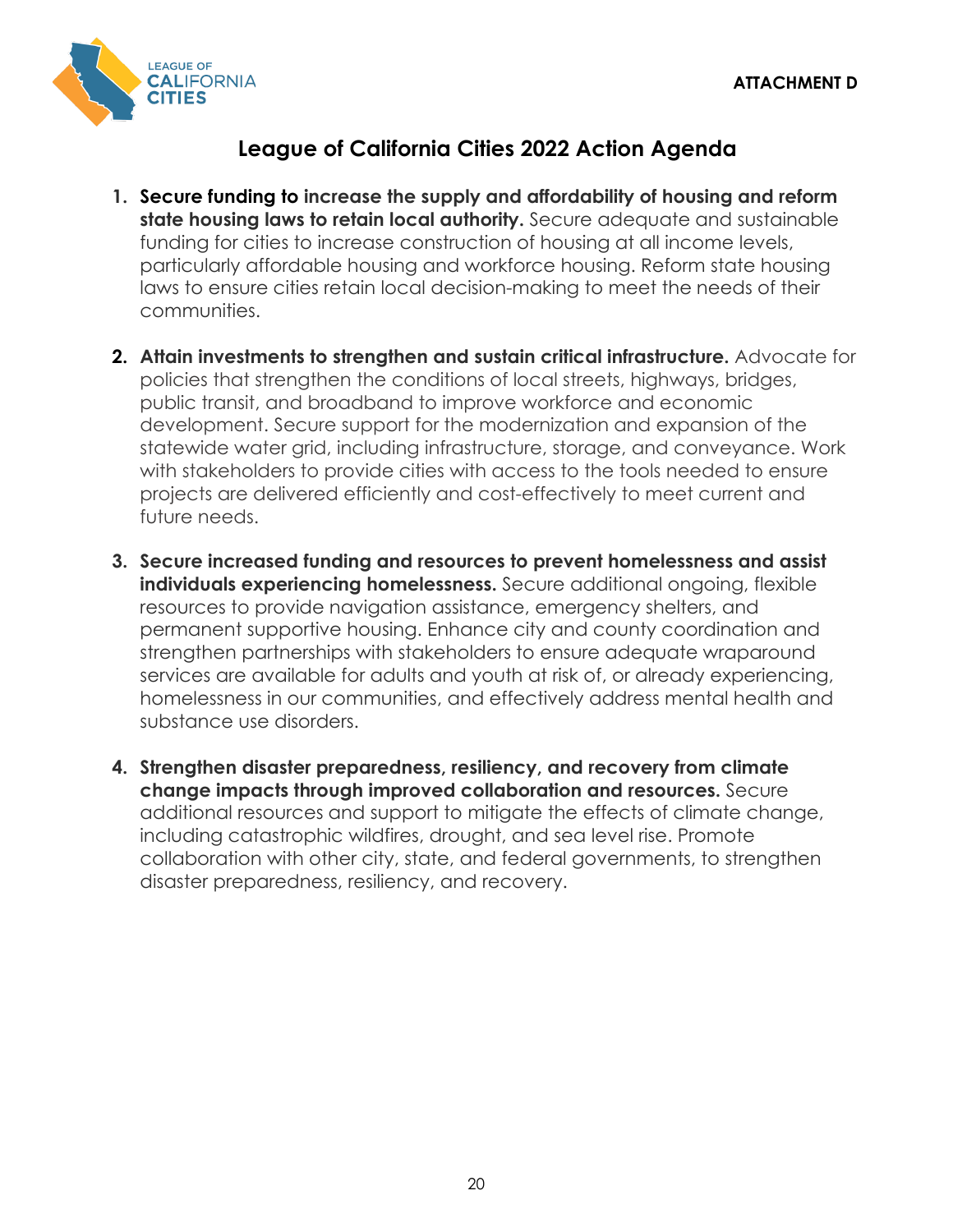ATTACHMENT D

# League of California Cities 2022 Action Agenda

1. **Secure funding to increase the supply and affordability of housing and reform state housing laws to retain local authority.** Secure adequate and sustainable funding for cities to increase construction of housing at all income levels, particularly affordable housing and workforce housing. Reform state housing laws to ensure cities retain local decision-making to meet the needs of their communities.

2. **Attain investments to strengthen and sustain critical infrastructure.** Advocate for policies that strengthen the conditions of local streets, highways, bridges, public transit, and broadband to improve workforce and economic development. Secure support for the modernization and expansion of the statewide water grid, including infrastructure, storage, and conveyance. Work with stakeholders to provide cities with access to the tools needed to ensure projects are delivered efficiently and cost-effectively to meet current and future needs.

3. **Secure increased funding and resources to prevent homelessness and assist individuals experiencing homelessness.** Secure additional ongoing, flexible resources to provide navigation assistance, emergency shelters, and permanent supportive housing. Enhance city and county coordination and strengthen partnerships with stakeholders to ensure adequate wraparound services are available for adults and youth at risk of, or already experiencing, homelessness in our communities, and effectively address mental health and substance use disorders.

4. **Strengthen disaster preparedness, resiliency, and recovery from climate change impacts through improved collaboration and resources.** Secure additional resources and support to mitigate the effects of climate change, including catastrophic wildfires, drought, and sea level rise. Promote collaboration with other city, state, and federal governments, to strengthen disaster preparedness, resiliency, and recovery.